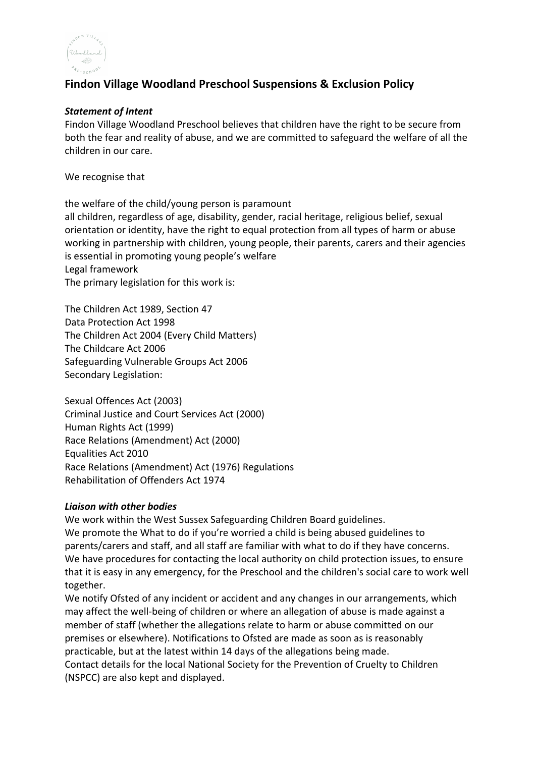# Findon Village Woodland Preschool Suspensions & Exclusion Policy

***Statement of Intent***

Findon Village Woodland Preschool believes that children have the right to be secure from both the fear and reality of abuse, and we are committed to safeguard the welfare of all the children in our care.

We recognise that

the welfare of the child/young person is paramount
all children, regardless of age, disability, gender, racial heritage, religious belief, sexual orientation or identity, have the right to equal protection from all types of harm or abuse
working in partnership with children, young people, their parents, carers and their agencies is essential in promoting young people's welfare
Legal framework
The primary legislation for this work is:

The Children Act 1989, Section 47
Data Protection Act 1998
The Children Act 2004 (Every Child Matters)
The Childcare Act 2006
Safeguarding Vulnerable Groups Act 2006
Secondary Legislation:

Sexual Offences Act (2003)
Criminal Justice and Court Services Act (2000)
Human Rights Act (1999)
Race Relations (Amendment) Act (2000)
Equalities Act 2010
Race Relations (Amendment) Act (1976) Regulations
Rehabilitation of Offenders Act 1974

***Liaison with other bodies***

We work within the West Sussex Safeguarding Children Board guidelines.
We promote the What to do if you're worried a child is being abused guidelines to parents/carers and staff, and all staff are familiar with what to do if they have concerns.
We have procedures for contacting the local authority on child protection issues, to ensure that it is easy in any emergency, for the Preschool and the children's social care to work well together.
We notify Ofsted of any incident or accident and any changes in our arrangements, which may affect the well-being of children or where an allegation of abuse is made against a member of staff (whether the allegations relate to harm or abuse committed on our premises or elsewhere). Notifications to Ofsted are made as soon as is reasonably practicable, but at the latest within 14 days of the allegations being made.
Contact details for the local National Society for the Prevention of Cruelty to Children (NSPCC) are also kept and displayed.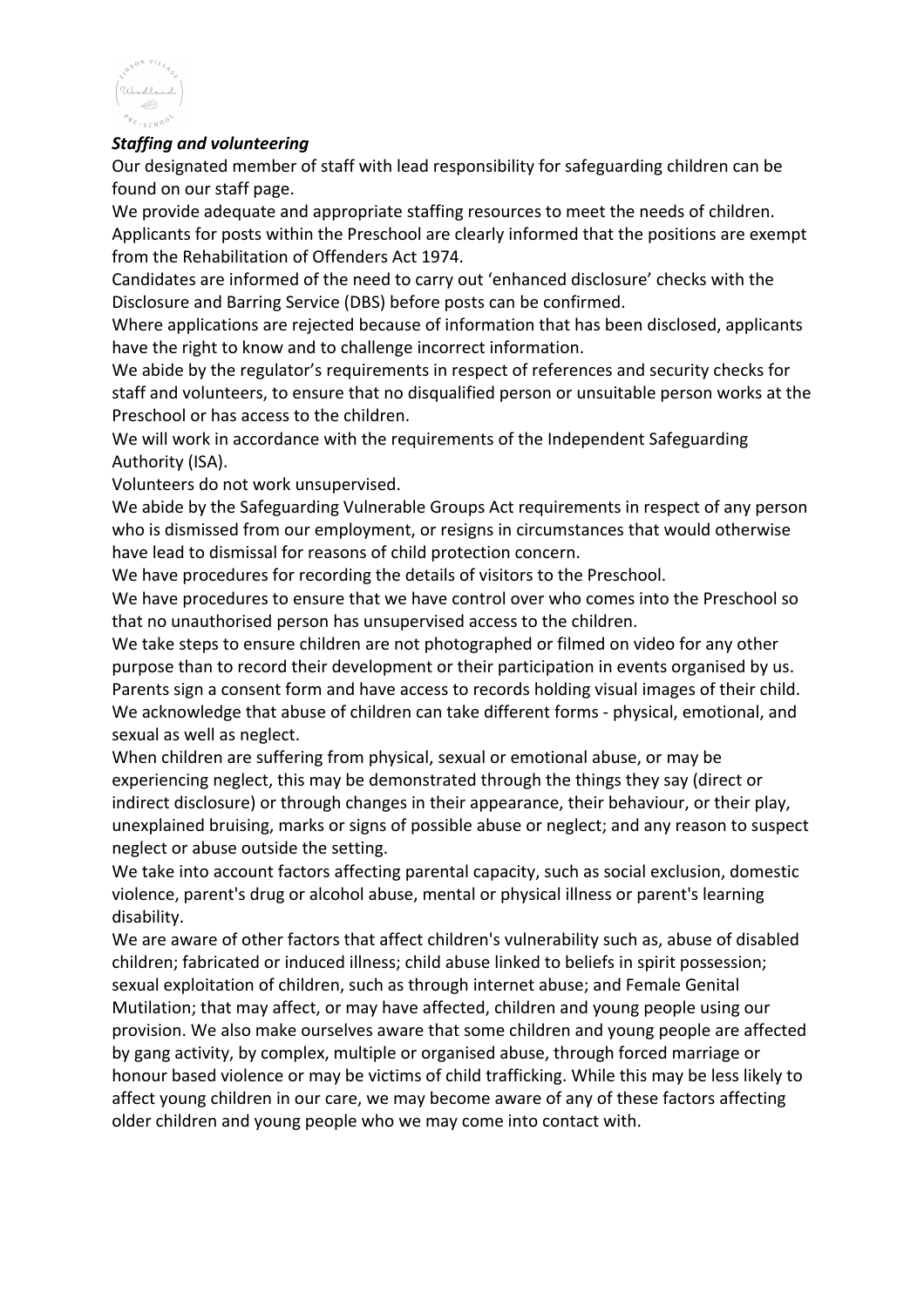***Staffing and volunteering***

Our designated member of staff with lead responsibility for safeguarding children can be found on our staff page.

We provide adequate and appropriate staffing resources to meet the needs of children.

Applicants for posts within the Preschool are clearly informed that the positions are exempt from the Rehabilitation of Offenders Act 1974.

Candidates are informed of the need to carry out 'enhanced disclosure' checks with the Disclosure and Barring Service (DBS) before posts can be confirmed.

Where applications are rejected because of information that has been disclosed, applicants have the right to know and to challenge incorrect information.

We abide by the regulator's requirements in respect of references and security checks for staff and volunteers, to ensure that no disqualified person or unsuitable person works at the Preschool or has access to the children.

We will work in accordance with the requirements of the Independent Safeguarding Authority (ISA).

Volunteers do not work unsupervised.

We abide by the Safeguarding Vulnerable Groups Act requirements in respect of any person who is dismissed from our employment, or resigns in circumstances that would otherwise have lead to dismissal for reasons of child protection concern.

We have procedures for recording the details of visitors to the Preschool.

We have procedures to ensure that we have control over who comes into the Preschool so that no unauthorised person has unsupervised access to the children.

We take steps to ensure children are not photographed or filmed on video for any other purpose than to record their development or their participation in events organised by us. Parents sign a consent form and have access to records holding visual images of their child.

We acknowledge that abuse of children can take different forms - physical, emotional, and sexual as well as neglect.

When children are suffering from physical, sexual or emotional abuse, or may be experiencing neglect, this may be demonstrated through the things they say (direct or indirect disclosure) or through changes in their appearance, their behaviour, or their play, unexplained bruising, marks or signs of possible abuse or neglect; and any reason to suspect neglect or abuse outside the setting.

We take into account factors affecting parental capacity, such as social exclusion, domestic violence, parent's drug or alcohol abuse, mental or physical illness or parent's learning disability.

We are aware of other factors that affect children's vulnerability such as, abuse of disabled children; fabricated or induced illness; child abuse linked to beliefs in spirit possession; sexual exploitation of children, such as through internet abuse; and Female Genital Mutilation; that may affect, or may have affected, children and young people using our provision. We also make ourselves aware that some children and young people are affected by gang activity, by complex, multiple or organised abuse, through forced marriage or honour based violence or may be victims of child trafficking. While this may be less likely to affect young children in our care, we may become aware of any of these factors affecting older children and young people who we may come into contact with.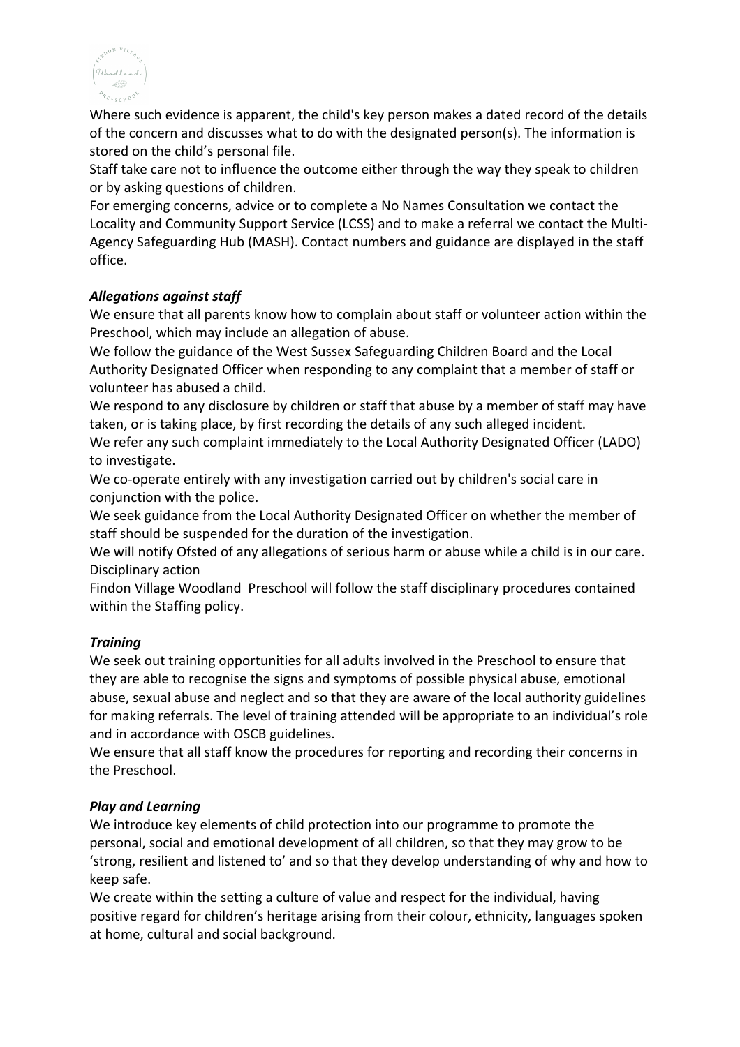Where such evidence is apparent, the child's key person makes a dated record of the details of the concern and discusses what to do with the designated person(s). The information is stored on the child's personal file.

Staff take care not to influence the outcome either through the way they speak to children or by asking questions of children.

For emerging concerns, advice or to complete a No Names Consultation we contact the Locality and Community Support Service (LCSS) and to make a referral we contact the Multi-Agency Safeguarding Hub (MASH). Contact numbers and guidance are displayed in the staff office.

***Allegations against staff***

We ensure that all parents know how to complain about staff or volunteer action within the Preschool, which may include an allegation of abuse.

We follow the guidance of the West Sussex Safeguarding Children Board and the Local Authority Designated Officer when responding to any complaint that a member of staff or volunteer has abused a child.

We respond to any disclosure by children or staff that abuse by a member of staff may have taken, or is taking place, by first recording the details of any such alleged incident.

We refer any such complaint immediately to the Local Authority Designated Officer (LADO) to investigate.

We co-operate entirely with any investigation carried out by children's social care in conjunction with the police.

We seek guidance from the Local Authority Designated Officer on whether the member of staff should be suspended for the duration of the investigation.

We will notify Ofsted of any allegations of serious harm or abuse while a child is in our care.

Disciplinary action

Findon Village Woodland Preschool will follow the staff disciplinary procedures contained within the Staffing policy.

***Training***

We seek out training opportunities for all adults involved in the Preschool to ensure that they are able to recognise the signs and symptoms of possible physical abuse, emotional abuse, sexual abuse and neglect and so that they are aware of the local authority guidelines for making referrals. The level of training attended will be appropriate to an individual's role and in accordance with OSCB guidelines.

We ensure that all staff know the procedures for reporting and recording their concerns in the Preschool.

***Play and Learning***

We introduce key elements of child protection into our programme to promote the personal, social and emotional development of all children, so that they may grow to be 'strong, resilient and listened to' and so that they develop understanding of why and how to keep safe.

We create within the setting a culture of value and respect for the individual, having positive regard for children's heritage arising from their colour, ethnicity, languages spoken at home, cultural and social background.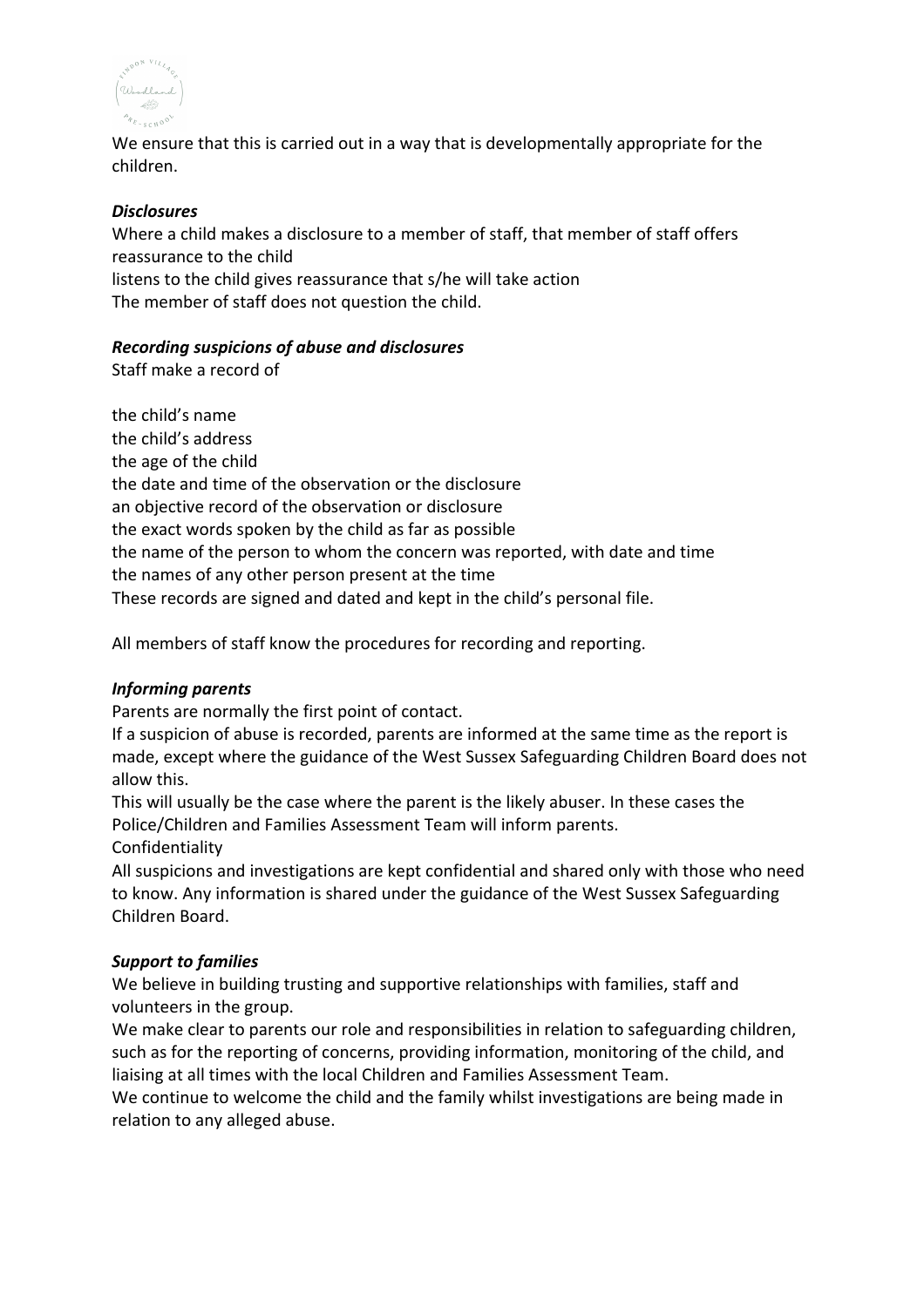We ensure that this is carried out in a way that is developmentally appropriate for the children.

***Disclosures***

Where a child makes a disclosure to a member of staff, that member of staff offers reassurance to the child
listens to the child gives reassurance that s/he will take action
The member of staff does not question the child.

***Recording suspicions of abuse and disclosures***

Staff make a record of

the child's name
the child's address
the age of the child
the date and time of the observation or the disclosure
an objective record of the observation or disclosure
the exact words spoken by the child as far as possible
the name of the person to whom the concern was reported, with date and time
the names of any other person present at the time
These records are signed and dated and kept in the child's personal file.

All members of staff know the procedures for recording and reporting.

***Informing parents***

Parents are normally the first point of contact.
If a suspicion of abuse is recorded, parents are informed at the same time as the report is made, except where the guidance of the West Sussex Safeguarding Children Board does not allow this.
This will usually be the case where the parent is the likely abuser. In these cases the Police/Children and Families Assessment Team will inform parents.
Confidentiality
All suspicions and investigations are kept confidential and shared only with those who need to know. Any information is shared under the guidance of the West Sussex Safeguarding Children Board.

***Support to families***

We believe in building trusting and supportive relationships with families, staff and volunteers in the group.
We make clear to parents our role and responsibilities in relation to safeguarding children, such as for the reporting of concerns, providing information, monitoring of the child, and liaising at all times with the local Children and Families Assessment Team.
We continue to welcome the child and the family whilst investigations are being made in relation to any alleged abuse.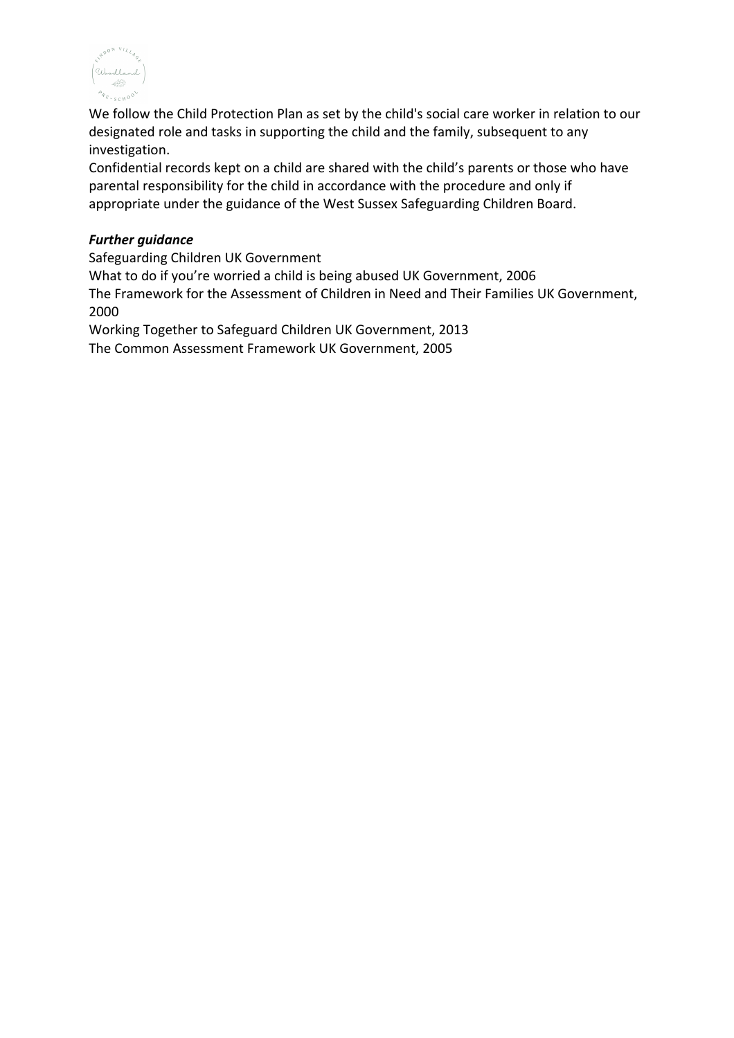We follow the Child Protection Plan as set by the child's social care worker in relation to our designated role and tasks in supporting the child and the family, subsequent to any investigation.
Confidential records kept on a child are shared with the child's parents or those who have parental responsibility for the child in accordance with the procedure and only if appropriate under the guidance of the West Sussex Safeguarding Children Board.

***Further guidance***

Safeguarding Children UK Government
What to do if you're worried a child is being abused UK Government, 2006
The Framework for the Assessment of Children in Need and Their Families UK Government, 2000
Working Together to Safeguard Children UK Government, 2013
The Common Assessment Framework UK Government, 2005